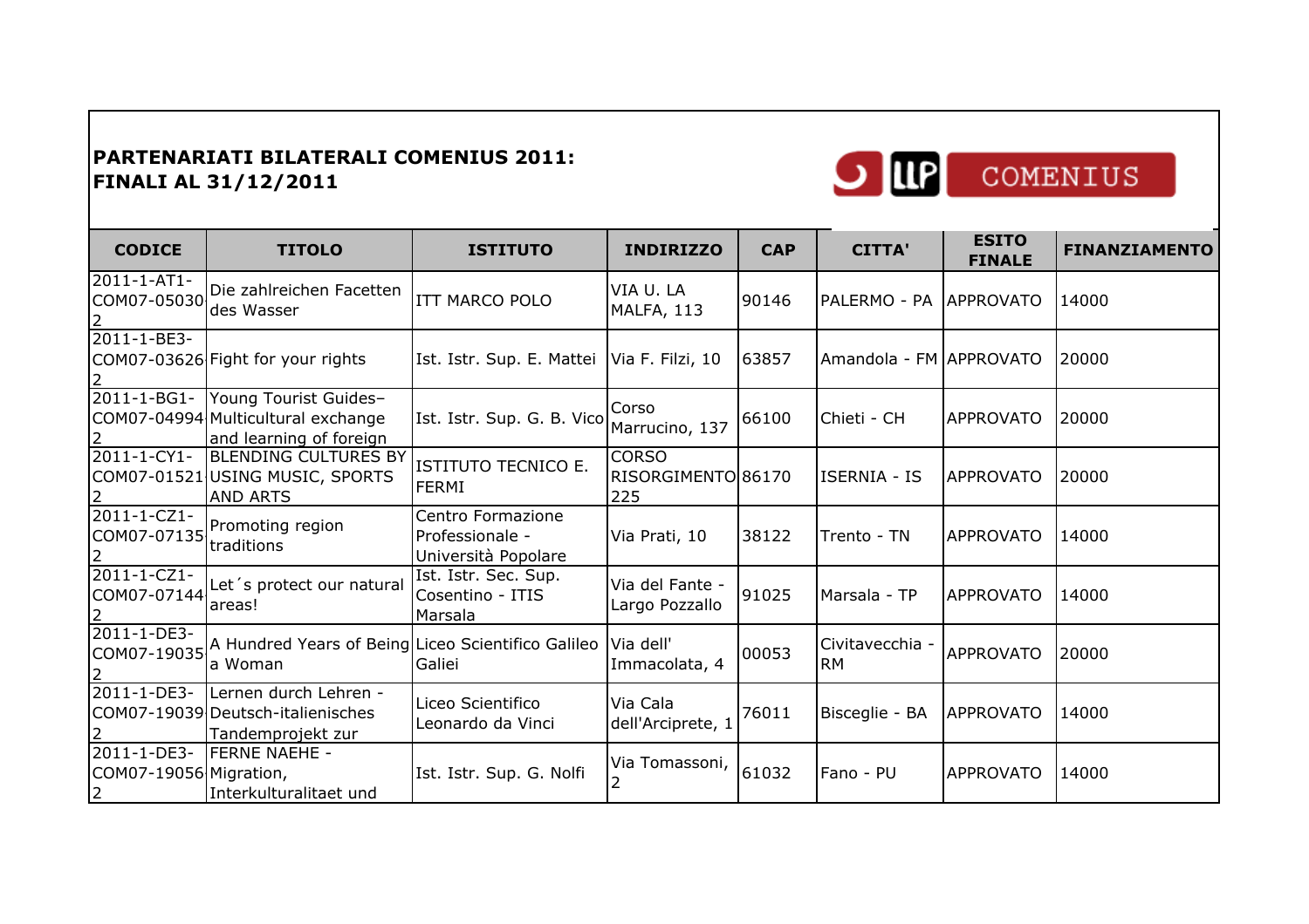**PARTENARIATI BILATERALI COMENIUS 2011:**
**FINALI AL 31/12/2011**

| CODICE | TITOLO | ISTITUTO | INDIRIZZO | CAP | CITTA' | ESITO FINALE | FINANZIAMENTO |
|---|---|---|---|---|---|---|---|
| 2011-1-AT1-COM07-05030 2 | Die zahlreichen Facetten des Wasser | ITT MARCO POLO | VIA U. LA MALFA, 113 | 90146 | PALERMO - PA | APPROVATO | 14000 |
| 2011-1-BE3-COM07-03626 2 | Fight for your rights | Ist. Istr. Sup. E. Mattei | Via F. Filzi, 10 | 63857 | Amandola - FM | APPROVATO | 20000 |
| 2011-1-BG1-COM07-04994 2 | Young Tourist Guides– Multicultural exchange and learning of foreign | Ist. Istr. Sup. G. B. Vico | Corso Marrucino, 137 | 66100 | Chieti - CH | APPROVATO | 20000 |
| 2011-1-CY1-COM07-01521 2 | BLENDING CULTURES BY USING MUSIC, SPORTS AND ARTS | ISTITUTO TECNICO E. FERMI | CORSO RISORGIMENTO 225 | 86170 | ISERNIA - IS | APPROVATO | 20000 |
| 2011-1-CZ1-COM07-07135 2 | Promoting region traditions | Centro Formazione Professionale - Università Popolare | Via Prati, 10 | 38122 | Trento - TN | APPROVATO | 14000 |
| 2011-1-CZ1-COM07-07144 2 | Let´s protect our natural areas! | Ist. Istr. Sec. Sup. Cosentino - ITIS Marsala | Via del Fante - Largo Pozzallo | 91025 | Marsala - TP | APPROVATO | 14000 |
| 2011-1-DE3-COM07-19035 2 | A Hundred Years of Being a Woman | Liceo Scientifico Galileo Galiei | Via dell' Immacolata, 4 | 00053 | Civitavecchia - RM | APPROVATO | 20000 |
| 2011-1-DE3-COM07-19039 2 | Lernen durch Lehren - Deutsch-italienisches Tandemprojekt zur | Liceo Scientifico Leonardo da Vinci | Via Cala dell'Arciprete, 1 | 76011 | Bisceglie - BA | APPROVATO | 14000 |
| 2011-1-DE3-COM07-19056 2 | FERNE NAEHE - Migration, Interkulturalitaet und | Ist. Istr. Sup. G. Nolfi | Via Tomassoni, 2 | 61032 | Fano - PU | APPROVATO | 14000 |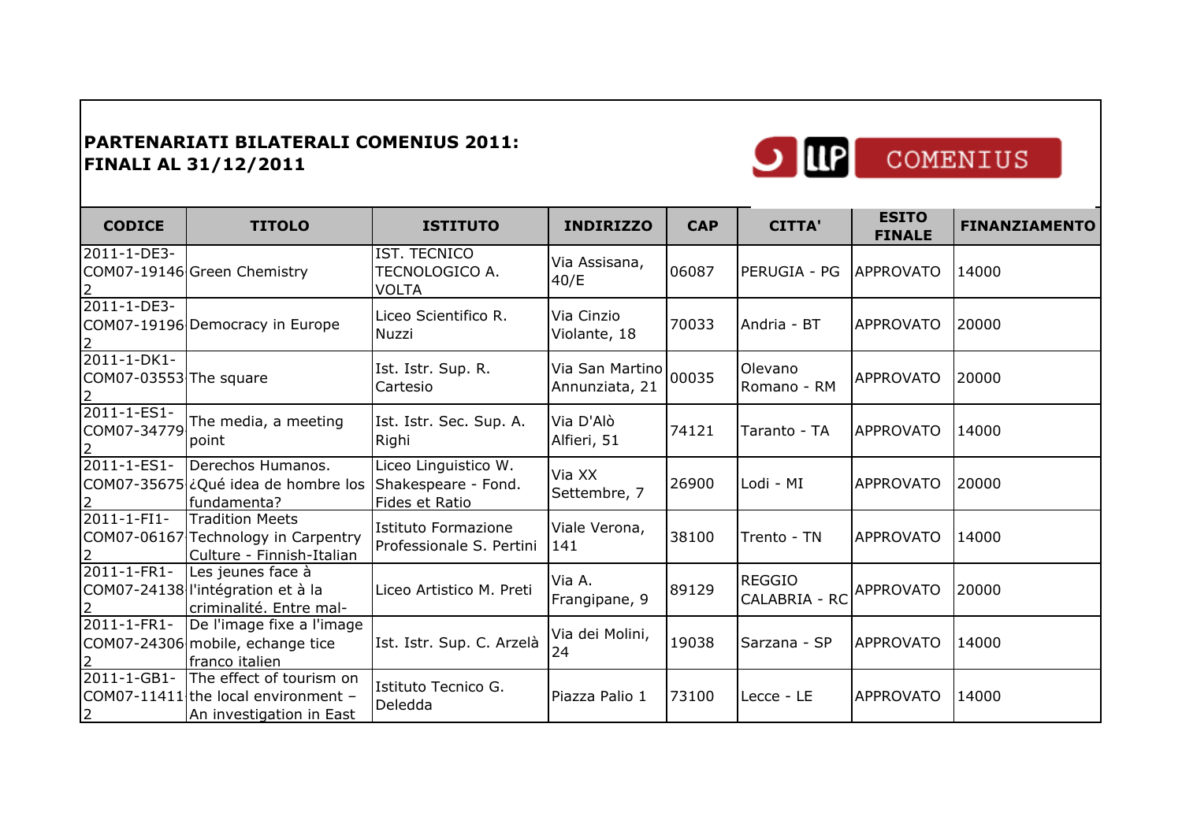**PARTENARIATI BILATERALI COMENIUS 2011: FINALI AL 31/12/2011**

| CODICE | TITOLO | ISTITUTO | INDIRIZZO | CAP | CITTA' | ESITO FINALE | FINANZIAMENTO |
|---|---|---|---|---|---|---|---|
| 2011-1-DE3-COM07-19146 2 | Green Chemistry | IST. TECNICO TECNOLOGICO A. VOLTA | Via Assisana, 40/E | 06087 | PERUGIA - PG | APPROVATO | 14000 |
| 2011-1-DE3-COM07-19196 2 | Democracy in Europe | Liceo Scientifico R. Nuzzi | Via Cinzio Violante, 18 | 70033 | Andria - BT | APPROVATO | 20000 |
| 2011-1-DK1-COM07-03553 2 | The square | Ist. Istr. Sup. R. Cartesio | Via San Martino Annunziata, 21 | 00035 | Olevano Romano - RM | APPROVATO | 20000 |
| 2011-1-ES1-COM07-34779 2 | The media, a meeting point | Ist. Istr. Sec. Sup. A. Righi | Via D'Alò Alfieri, 51 | 74121 | Taranto - TA | APPROVATO | 14000 |
| 2011-1-ES1-COM07-35675 2 | Derechos Humanos. ¿Qué idea de hombre los fundamenta? | Liceo Linguistico W. Shakespeare - Fond. Fides et Ratio | Via XX Settembre, 7 | 26900 | Lodi - MI | APPROVATO | 20000 |
| 2011-1-FI1-COM07-06167 2 | Tradition Meets Technology in Carpentry Culture - Finnish-Italian | Istituto Formazione Professionale S. Pertini | Viale Verona, 141 | 38100 | Trento - TN | APPROVATO | 14000 |
| 2011-1-FR1-COM07-24138 2 | Les jeunes face à l'intégration et à la criminalité. Entre mal- | Liceo Artistico M. Preti | Via A. Frangipane, 9 | 89129 | REGGIO CALABRIA - RC | APPROVATO | 20000 |
| 2011-1-FR1-COM07-24306 2 | De l'image fixe a l'image mobile, echange tice franco italien | Ist. Istr. Sup. C. Arzelà | Via dei Molini, 24 | 19038 | Sarzana - SP | APPROVATO | 14000 |
| 2011-1-GB1-COM07-11411 2 | The effect of tourism on the local environment – An investigation in East | Istituto Tecnico G. Deledda | Piazza Palio 1 | 73100 | Lecce - LE | APPROVATO | 14000 |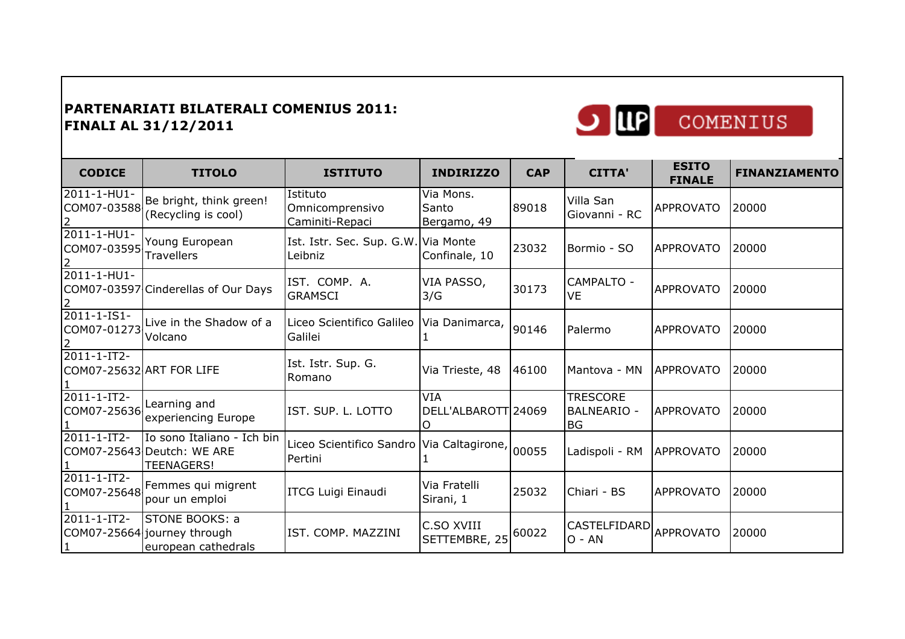**PARTENARIATI BILATERALI COMENIUS 2011: FINALI AL 31/12/2011**

| CODICE | TITOLO | ISTITUTO | INDIRIZZO | CAP | CITTA' | ESITO FINALE | FINANZIAMENTO |
|---|---|---|---|---|---|---|---|
| 2011-1-HU1-COM07-035882 | Be bright, think green! (Recycling is cool) | Istituto Omnicomprensivo Caminiti-Repaci | Via Mons. Santo Bergamo, 49 | 89018 | Villa San Giovanni - RC | APPROVATO | 20000 |
| 2011-1-HU1-COM07-035952 | Young European Travellers | Ist. Istr. Sec. Sup. G.W. Leibniz | Via Monte Confinale, 10 | 23032 | Bormio - SO | APPROVATO | 20000 |
| 2011-1-HU1-COM07-035972 | Cinderellas of Our Days | IST. COMP. A. GRAMSCI | VIA PASSO, 3/G | 30173 | CAMPALTO - VE | APPROVATO | 20000 |
| 2011-1-IS1-COM07-012732 | Live in the Shadow of a Volcano | Liceo Scientifico Galileo Galilei | Via Danimarca, 1 | 90146 | Palermo | APPROVATO | 20000 |
| 2011-1-IT2-COM07-256321 | ART FOR LIFE | Ist. Istr. Sup. G. Romano | Via Trieste, 48 | 46100 | Mantova - MN | APPROVATO | 20000 |
| 2011-1-IT2-COM07-256361 | Learning and experiencing Europe | IST. SUP. L. LOTTO | VIA DELL'ALBAROTTO | 24069 | TRESCORE BALNEARIO - BG | APPROVATO | 20000 |
| 2011-1-IT2-COM07-256431 | Io sono Italiano - Ich bin Deutch: WE ARE TEENAGERS! | Liceo Scientifico Sandro Pertini | Via Caltagirone, 1 | 00055 | Ladispoli - RM | APPROVATO | 20000 |
| 2011-1-IT2-COM07-256481 | Femmes qui migrent pour un emploi | ITCG Luigi Einaudi | Via Fratelli Sirani, 1 | 25032 | Chiari - BS | APPROVATO | 20000 |
| 2011-1-IT2-COM07-256641 | STONE BOOKS: a journey through european cathedrals | IST. COMP. MAZZINI | C.SO XVIII SETTEMBRE, 25 | 60022 | CASTELFIDARDO - AN | APPROVATO | 20000 |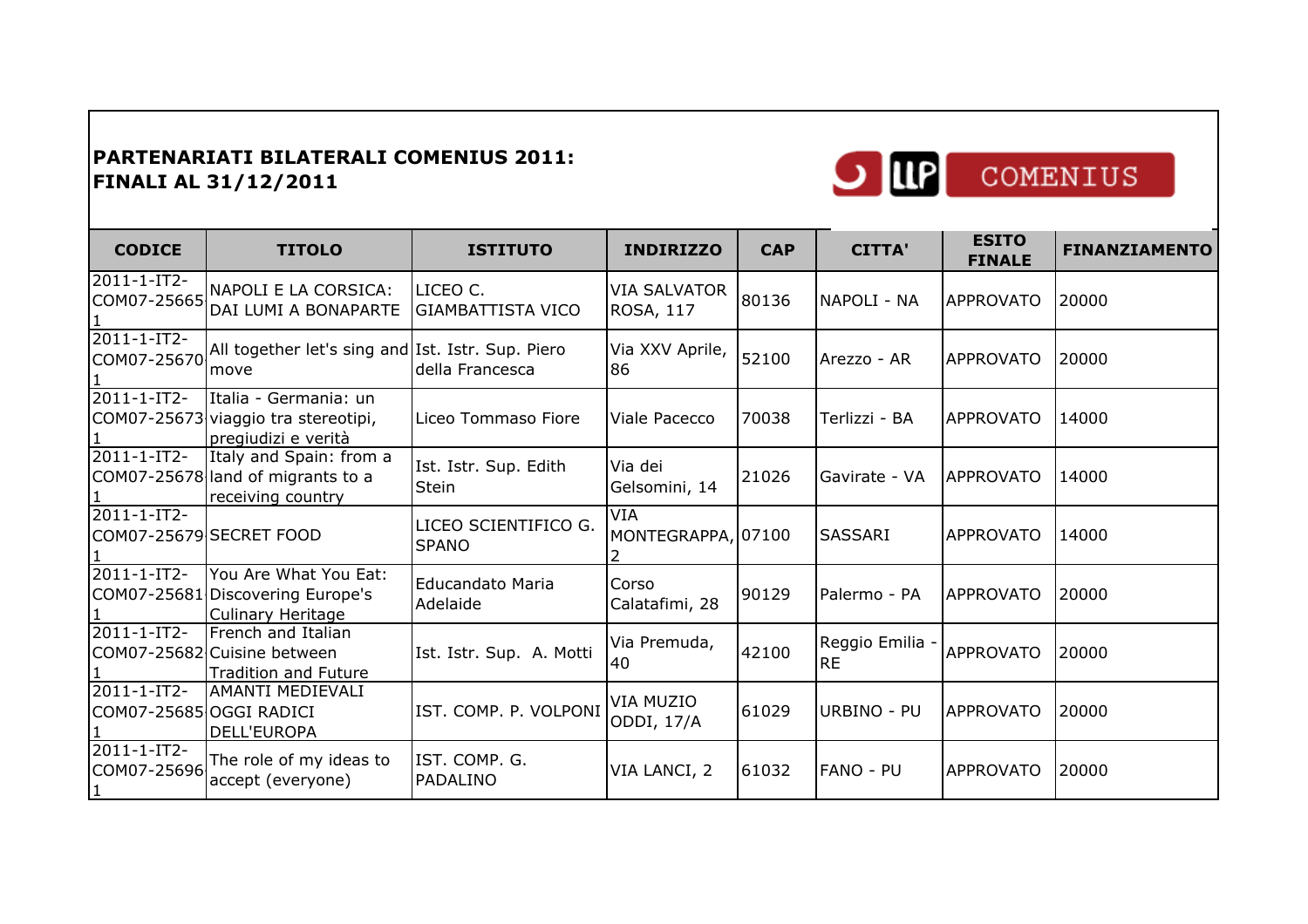**PARTENARIATI BILATERALI COMENIUS 2011: FINALI AL 31/12/2011**

| CODICE | TITOLO | ISTITUTO | INDIRIZZO | CAP | CITTA' | ESITO FINALE | FINANZIAMENTO |
|---|---|---|---|---|---|---|---|
| 2011-1-IT2-COM07-25665 1 | NAPOLI E LA CORSICA: DAI LUMI A BONAPARTE | LICEO C. GIAMBATTISTA VICO | VIA SALVATOR ROSA, 117 | 80136 | NAPOLI - NA | APPROVATO | 20000 |
| 2011-1-IT2-COM07-25670 1 | All together let's sing and move | Ist. Istr. Sup. Piero della Francesca | Via XXV Aprile, 86 | 52100 | Arezzo - AR | APPROVATO | 20000 |
| 2011-1-IT2-COM07-25673 1 | Italia - Germania: un viaggio tra stereotipi, pregiudizi e verità | Liceo Tommaso Fiore | Viale Pacecco | 70038 | Terlizzi - BA | APPROVATO | 14000 |
| 2011-1-IT2-COM07-25678 1 | Italy and Spain: from a land of migrants to a receiving country | Ist. Istr. Sup. Edith Stein | Via dei Gelsomini, 14 | 21026 | Gavirate - VA | APPROVATO | 14000 |
| 2011-1-IT2-COM07-25679 1 | SECRET FOOD | LICEO SCIENTIFICO G. SPANO | VIA MONTEGRAPPA, 2 | 07100 | SASSARI | APPROVATO | 14000 |
| 2011-1-IT2-COM07-25681 1 | You Are What You Eat: Discovering Europe's Culinary Heritage | Educandato Maria Adelaide | Corso Calatafimi, 28 | 90129 | Palermo - PA | APPROVATO | 20000 |
| 2011-1-IT2-COM07-25682 1 | French and Italian Cuisine between Tradition and Future | Ist. Istr. Sup. A. Motti | Via Premuda, 40 | 42100 | Reggio Emilia - RE | APPROVATO | 20000 |
| 2011-1-IT2-COM07-25685 1 | AMANTI MEDIEVALI OGGI RADICI DELL'EUROPA | IST. COMP. P. VOLPONI | VIA MUZIO ODDI, 17/A | 61029 | URBINO - PU | APPROVATO | 20000 |
| 2011-1-IT2-COM07-25696 1 | The role of my ideas to accept (everyone) | IST. COMP. G. PADALINO | VIA LANCI, 2 | 61032 | FANO - PU | APPROVATO | 20000 |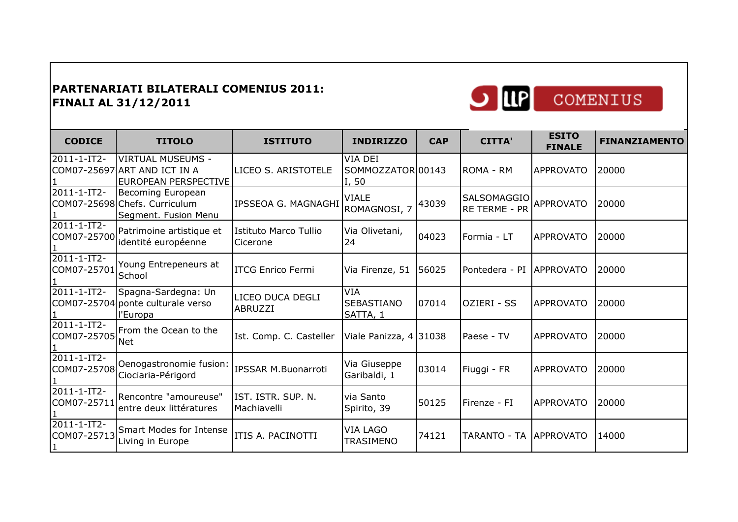**PARTENARIATI BILATERALI COMENIUS 2011: FINALI AL 31/12/2011**

| CODICE | TITOLO | ISTITUTO | INDIRIZZO | CAP | CITTA' | ESITO FINALE | FINANZIAMENTO |
|---|---|---|---|---|---|---|---|
| 2011-1-IT2-COM07-25697 1 | VIRTUAL MUSEUMS - ART AND ICT IN A EUROPEAN PERSPECTIVE | LICEO S. ARISTOTELE | VIA DEI SOMMOZZATORI, 50 | 00143 | ROMA - RM | APPROVATO | 20000 |
| 2011-1-IT2-COM07-25698 1 | Becoming European Chefs. Curriculum Segment. Fusion Menu | IPSSEOA G. MAGNAGHI | VIALE ROMAGNOSI, 7 | 43039 | SALSOMAGGIORE TERME - PR | APPROVATO | 20000 |
| 2011-1-IT2-COM07-25700 1 | Patrimoine artistique et identité européenne | Istituto Marco Tullio Cicerone | Via Olivetani, 24 | 04023 | Formia - LT | APPROVATO | 20000 |
| 2011-1-IT2-COM07-25701 1 | Young Entrepeneurs at School | ITCG Enrico Fermi | Via Firenze, 51 | 56025 | Pontedera - PI | APPROVATO | 20000 |
| 2011-1-IT2-COM07-25704 1 | Spagna-Sardegna: Un ponte culturale verso l'Europa | LICEO DUCA DEGLI ABRUZZI | VIA SEBASTIANO SATTA, 1 | 07014 | OZIERI - SS | APPROVATO | 20000 |
| 2011-1-IT2-COM07-25705 1 | From the Ocean to the Net | Ist. Comp. C. Casteller | Viale Panizza, 4 | 31038 | Paese - TV | APPROVATO | 20000 |
| 2011-1-IT2-COM07-25708 1 | Oenogastronomie fusion: Ciociaria-Périgord | IPSSAR M.Buonarroti | Via Giuseppe Garibaldi, 1 | 03014 | Fiuggi - FR | APPROVATO | 20000 |
| 2011-1-IT2-COM07-25711 1 | Rencontre "amoureuse" entre deux littératures | IST. ISTR. SUP. N. Machiavelli | via Santo Spirito, 39 | 50125 | Firenze - FI | APPROVATO | 20000 |
| 2011-1-IT2-COM07-25713 1 | Smart Modes for Intense Living in Europe | ITIS A. PACINOTTI | VIA LAGO TRASIMENO | 74121 | TARANTO - TA | APPROVATO | 14000 |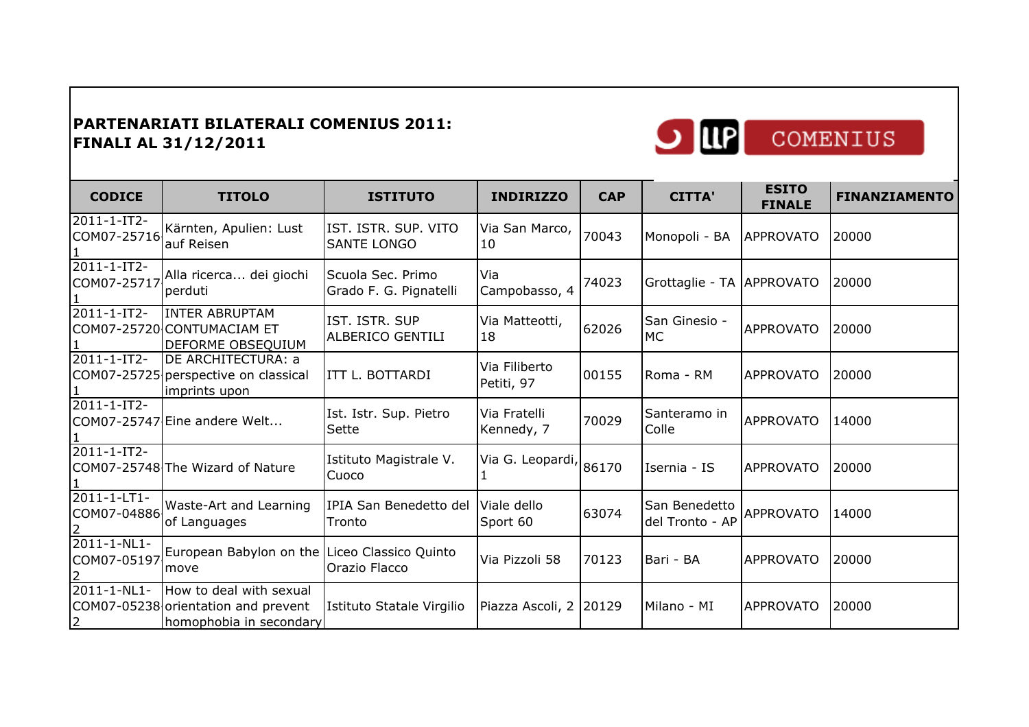**PARTENARIATI BILATERALI COMENIUS 2011: FINALI AL 31/12/2011**

| CODICE | TITOLO | ISTITUTO | INDIRIZZO | CAP | CITTA' | ESITO FINALE | FINANZIAMENTO |
|---|---|---|---|---|---|---|---|
| 2011-1-IT2-COM07-25716 1 | Kärnten, Apulien: Lust auf Reisen | IST. ISTR. SUP. VITO SANTE LONGO | Via San Marco, 10 | 70043 | Monopoli - BA | APPROVATO | 20000 |
| 2011-1-IT2-COM07-25717 1 | Alla ricerca... dei giochi perduti | Scuola Sec. Primo Grado F. G. Pignatelli | Via Campobasso, 4 | 74023 | Grottaglie - TA | APPROVATO | 20000 |
| 2011-1-IT2-COM07-25720 1 | INTER ABRUPTAM CONTUMACIAM ET DEFORME OBSEQUIUM | IST. ISTR. SUP ALBERICO GENTILI | Via Matteotti, 18 | 62026 | San Ginesio - MC | APPROVATO | 20000 |
| 2011-1-IT2-COM07-25725 1 | DE ARCHITECTURA: a perspective on classical imprints upon | ITT L. BOTTARDI | Via Filiberto Petiti, 97 | 00155 | Roma - RM | APPROVATO | 20000 |
| 2011-1-IT2-COM07-25747 1 | Eine andere Welt... | Ist. Istr. Sup. Pietro Sette | Via Fratelli Kennedy, 7 | 70029 | Santeramo in Colle | APPROVATO | 14000 |
| 2011-1-IT2-COM07-25748 1 | The Wizard of Nature | Istituto Magistrale V. Cuoco | Via G. Leopardi, 1 | 86170 | Isernia - IS | APPROVATO | 20000 |
| 2011-1-LT1-COM07-04886 2 | Waste-Art and Learning of Languages | IPIA San Benedetto del Tronto | Viale dello Sport 60 | 63074 | San Benedetto del Tronto - AP | APPROVATO | 14000 |
| 2011-1-NL1-COM07-05197 2 | European Babylon on the move | Liceo Classico Quinto Orazio Flacco | Via Pizzoli 58 | 70123 | Bari - BA | APPROVATO | 20000 |
| 2011-1-NL1-COM07-05238 2 | How to deal with sexual orientation and prevent homophobia in secondary | Istituto Statale Virgilio | Piazza Ascoli, 2 | 20129 | Milano - MI | APPROVATO | 20000 |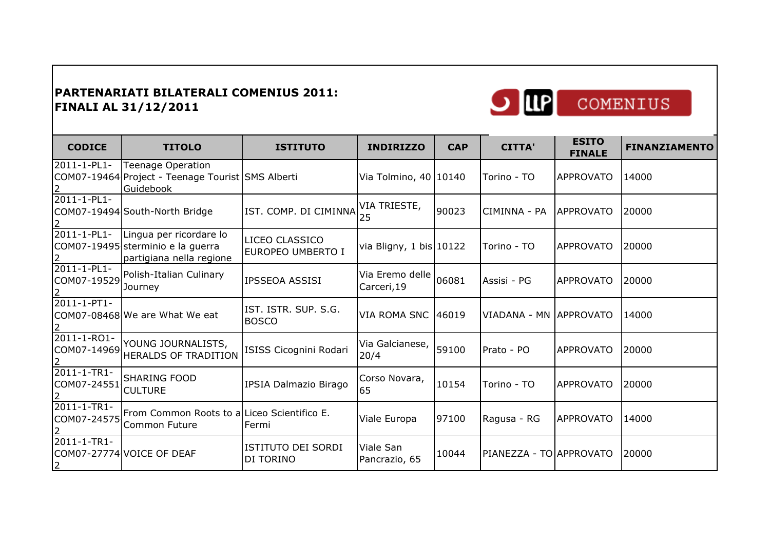**PARTENARIATI BILATERALI COMENIUS 2011: FINALI AL 31/12/2011**

| CODICE | TITOLO | ISTITUTO | INDIRIZZO | CAP | CITTA' | ESITO FINALE | FINANZIAMENTO |
|---|---|---|---|---|---|---|---|
| 2011-1-PL1-COM07-19464 2 | Teenage Operation Project - Teenage Tourist Guidebook | SMS Alberti | Via Tolmino, 40 | 10140 | Torino - TO | APPROVATO | 14000 |
| 2011-1-PL1-COM07-19494 2 | South-North Bridge | IST. COMP. DI CIMINNA | VIA TRIESTE, 25 | 90023 | CIMINNA - PA | APPROVATO | 20000 |
| 2011-1-PL1-COM07-19495 2 | Lingua per ricordare lo sterminio e la guerra partigiana nella regione | LICEO CLASSICO EUROPEO UMBERTO I | via Bligny, 1 bis | 10122 | Torino - TO | APPROVATO | 20000 |
| 2011-1-PL1-COM07-19529 2 | Polish-Italian Culinary Journey | IPSSEOA ASSISI | Via Eremo delle Carceri,19 | 06081 | Assisi - PG | APPROVATO | 20000 |
| 2011-1-PT1-COM07-08468 2 | We are What We eat | IST. ISTR. SUP. S.G. BOSCO | VIA ROMA SNC | 46019 | VIADANA - MN | APPROVATO | 14000 |
| 2011-1-RO1-COM07-14969 2 | YOUNG JOURNALISTS, HERALDS OF TRADITION | ISISS Cicognini Rodari | Via Galcianese, 20/4 | 59100 | Prato - PO | APPROVATO | 20000 |
| 2011-1-TR1-COM07-24551 2 | SHARING FOOD CULTURE | IPSIA Dalmazio Birago | Corso Novara, 65 | 10154 | Torino - TO | APPROVATO | 20000 |
| 2011-1-TR1-COM07-24575 2 | From Common Roots to a Common Future | Liceo Scientifico E. Fermi | Viale Europa | 97100 | Ragusa - RG | APPROVATO | 14000 |
| 2011-1-TR1-COM07-27774 2 | VOICE OF DEAF | ISTITUTO DEI SORDI DI TORINO | Viale San Pancrazio, 65 | 10044 | PIANEZZA - TO | APPROVATO | 20000 |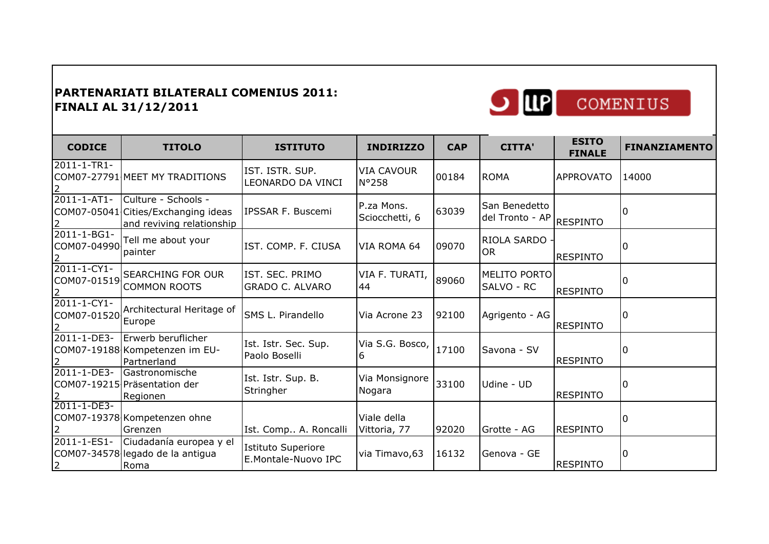**PARTENARIATI BILATERALI COMENIUS 2011: FINALI AL 31/12/2011**

LLP COMENIUS

| CODICE | TITOLO | ISTITUTO | INDIRIZZO | CAP | CITTA' | ESITO FINALE | FINANZIAMENTO |
|---|---|---|---|---|---|---|---|
| 2011-1-TR1-COM07-27791 2 | MEET MY TRADITIONS | IST. ISTR. SUP. LEONARDO DA VINCI | VIA CAVOUR N°258 | 00184 | ROMA | APPROVATO | 14000 |
| 2011-1-AT1-COM07-05041 2 | Culture - Schools - Cities/Exchanging ideas and reviving relationship | IPSSAR F. Buscemi | P.za Mons. Sciocchetti, 6 | 63039 | San Benedetto del Tronto - AP | RESPINTO | 0 |
| 2011-1-BG1-COM07-04990 2 | Tell me about your painter | IST. COMP. F. CIUSA | VIA ROMA 64 | 09070 | RIOLA SARDO - OR | RESPINTO | 0 |
| 2011-1-CY1-COM07-01519 2 | SEARCHING FOR OUR COMMON ROOTS | IST. SEC. PRIMO GRADO C. ALVARO | VIA F. TURATI, 44 | 89060 | MELITO PORTO SALVO - RC | RESPINTO | 0 |
| 2011-1-CY1-COM07-01520 2 | Architectural Heritage of Europe | SMS L. Pirandello | Via Acrone 23 | 92100 | Agrigento - AG | RESPINTO | 0 |
| 2011-1-DE3-COM07-19188 2 | Erwerb beruflicher Kompetenzen im EU-Partnerland | Ist. Istr. Sec. Sup. Paolo Boselli | Via S.G. Bosco, 6 | 17100 | Savona - SV | RESPINTO | 0 |
| 2011-1-DE3-COM07-19215 2 | Gastronomische Präsentation der Regionen | Ist. Istr. Sup. B. Stringher | Via Monsignore Nogara | 33100 | Udine - UD | RESPINTO | 0 |
| 2011-1-DE3-COM07-19378 2 | Kompetenzen ohne Grenzen | Ist. Comp.. A. Roncalli | Viale della Vittoria, 77 | 92020 | Grotte - AG | RESPINTO | 0 |
| 2011-1-ES1-COM07-34578 2 | Ciudadanía europea y el legado de la antigua Roma | Istituto Superiore E.Montale-Nuovo IPC | via Timavo,63 | 16132 | Genova - GE | RESPINTO | 0 |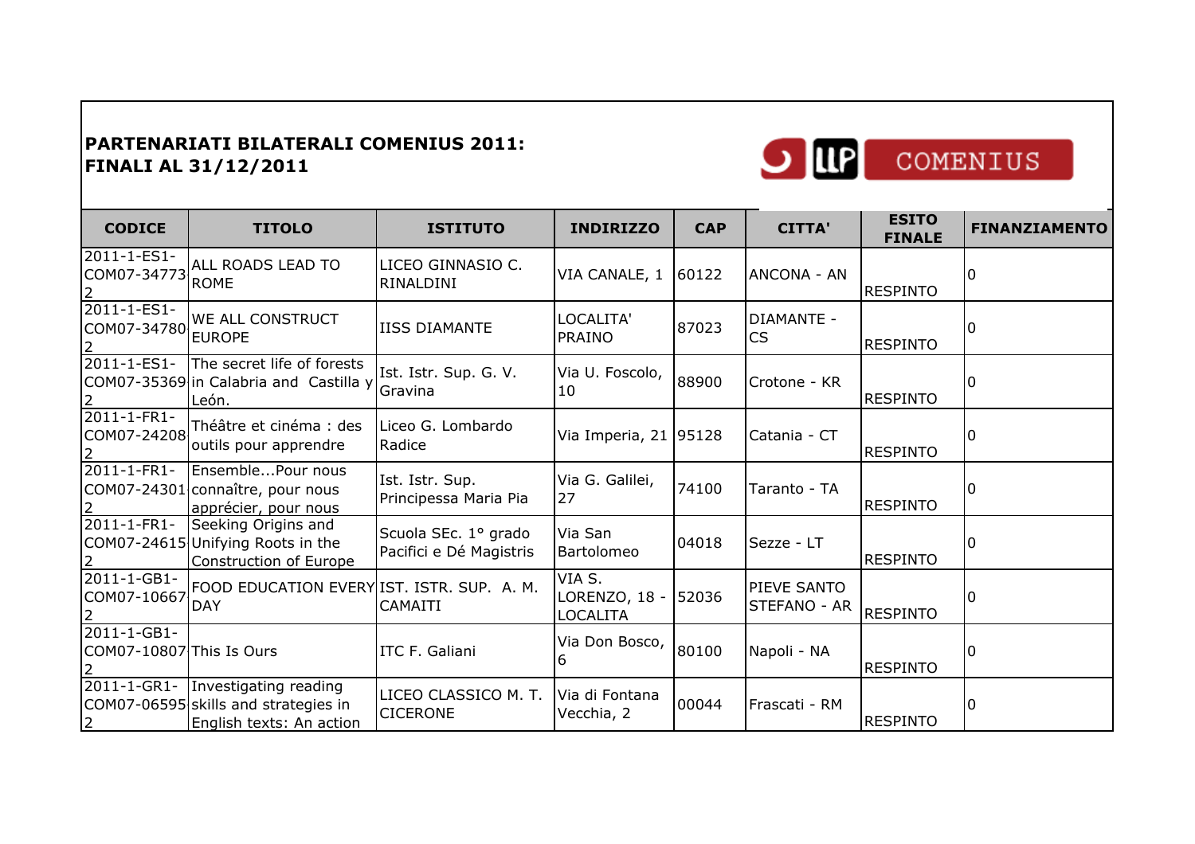**PARTENARIATI BILATERALI COMENIUS 2011: FINALI AL 31/12/2011**

| CODICE | TITOLO | ISTITUTO | INDIRIZZO | CAP | CITTA' | ESITO FINALE | FINANZIAMENTO |
|---|---|---|---|---|---|---|---|
| 2011-1-ES1-COM07-34773 2 | ALL ROADS LEAD TO ROME | LICEO GINNASIO C. RINALDINI | VIA CANALE, 1 | 60122 | ANCONA - AN | RESPINTO | 0 |
| 2011-1-ES1-COM07-34780 2 | WE ALL CONSTRUCT EUROPE | IISS DIAMANTE | LOCALITA' PRAINO | 87023 | DIAMANTE - CS | RESPINTO | 0 |
| 2011-1-ES1-COM07-35369 2 | The secret life of forests in Calabria and Castilla y León. | Ist. Istr. Sup. G. V. Gravina | Via U. Foscolo, 10 | 88900 | Crotone - KR | RESPINTO | 0 |
| 2011-1-FR1-COM07-24208 2 | Théâtre et cinéma : des outils pour apprendre | Liceo G. Lombardo Radice | Via Imperia, 21 | 95128 | Catania - CT | RESPINTO | 0 |
| 2011-1-FR1-COM07-24301 2 | Ensemble...Pour nous connaître, pour nous apprécier, pour nous | Ist. Istr. Sup. Principessa Maria Pia | Via G. Galilei, 27 | 74100 | Taranto - TA | RESPINTO | 0 |
| 2011-1-FR1-COM07-24615 2 | Seeking Origins and Unifying Roots in the Construction of Europe | Scuola SEc. 1° grado Pacifici e Dé Magistris | Via San Bartolomeo | 04018 | Sezze - LT | RESPINTO | 0 |
| 2011-1-GB1-COM07-10667 2 | FOOD EDUCATION EVERY DAY | IST. ISTR. SUP. A. M. CAMAITI | VIA S. LORENZO, 18 - LOCALITA | 52036 | PIEVE SANTO STEFANO - AR | RESPINTO | 0 |
| 2011-1-GB1-COM07-10807 2 | This Is Ours | ITC F. Galiani | Via Don Bosco, 6 | 80100 | Napoli - NA | RESPINTO | 0 |
| 2011-1-GR1-COM07-06595 2 | Investigating reading skills and strategies in English texts: An action | LICEO CLASSICO M. T. CICERONE | Via di Fontana Vecchia, 2 | 00044 | Frascati - RM | RESPINTO | 0 |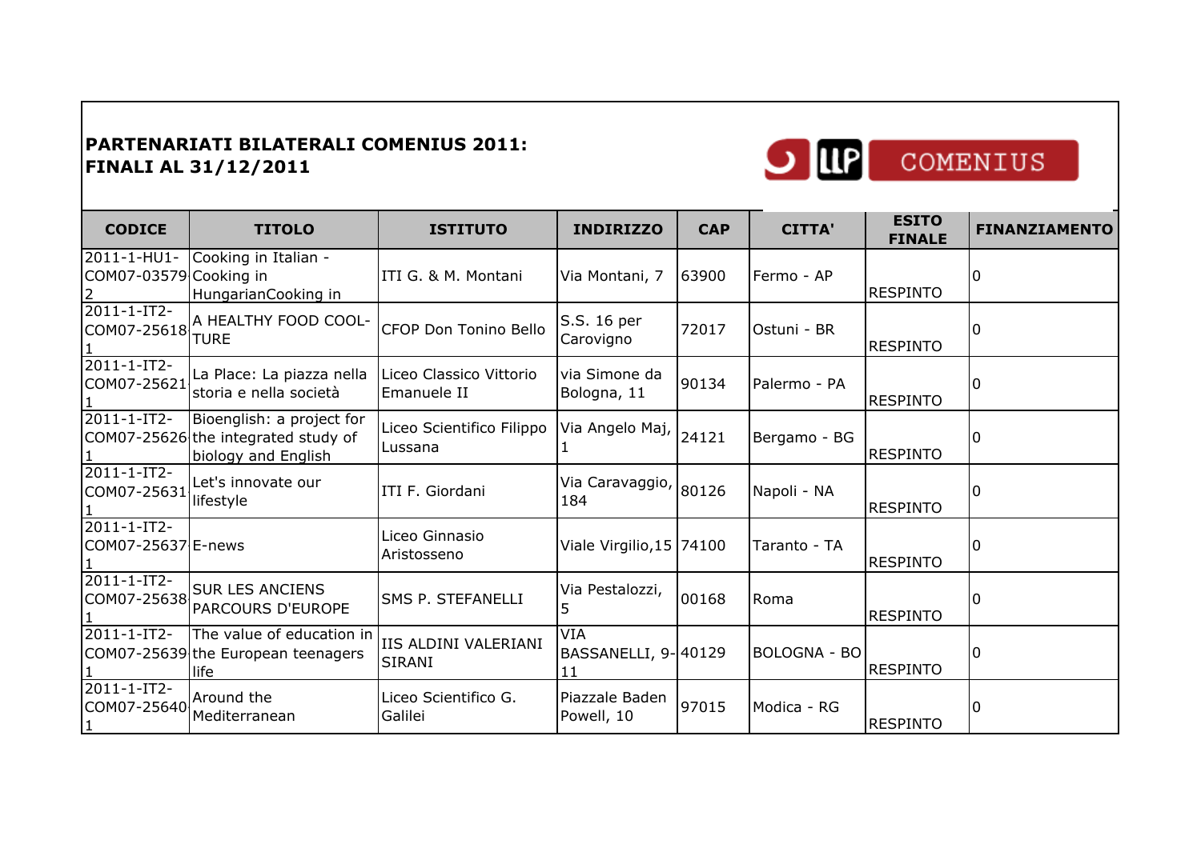**PARTENARIATI BILATERALI COMENIUS 2011: FINALI AL 31/12/2011**

| CODICE | TITOLO | ISTITUTO | INDIRIZZO | CAP | CITTA' | ESITO FINALE | FINANZIAMENTO |
|---|---|---|---|---|---|---|---|
| 2011-1-HU1-COM07-03579 2 | Cooking in Italian - Cooking in HungarianCooking in | ITI G. & M. Montani | Via Montani, 7 | 63900 | Fermo - AP | RESPINTO | 0 |
| 2011-1-IT2-COM07-25618 1 | A HEALTHY FOOD COOL-TURE | CFOP Don Tonino Bello | S.S. 16 per Carovigno | 72017 | Ostuni - BR | RESPINTO | 0 |
| 2011-1-IT2-COM07-25621 1 | La Place: La piazza nella storia e nella società | Liceo Classico Vittorio Emanuele II | via Simone da Bologna, 11 | 90134 | Palermo - PA | RESPINTO | 0 |
| 2011-1-IT2-COM07-25626 1 | Bioenglish: a project for the integrated study of biology and English | Liceo Scientifico Filippo Lussana | Via Angelo Maj, 1 | 24121 | Bergamo - BG | RESPINTO | 0 |
| 2011-1-IT2-COM07-25631 1 | Let's innovate our lifestyle | ITI F. Giordani | Via Caravaggio, 184 | 80126 | Napoli - NA | RESPINTO | 0 |
| 2011-1-IT2-COM07-25637 1 | E-news | Liceo Ginnasio Aristosseno | Viale Virgilio,15 | 74100 | Taranto - TA | RESPINTO | 0 |
| 2011-1-IT2-COM07-25638 1 | SUR LES ANCIENS PARCOURS D'EUROPE | SMS P. STEFANELLI | Via Pestalozzi, 5 | 00168 | Roma | RESPINTO | 0 |
| 2011-1-IT2-COM07-25639 1 | The value of education in the European teenagers life | IIS ALDINI VALERIANI SIRANI | VIA BASSANELLI, 9-11 | 40129 | BOLOGNA - BO | RESPINTO | 0 |
| 2011-1-IT2-COM07-25640 1 | Around the Mediterranean | Liceo Scientifico G. Galilei | Piazzale Baden Powell, 10 | 97015 | Modica - RG | RESPINTO | 0 |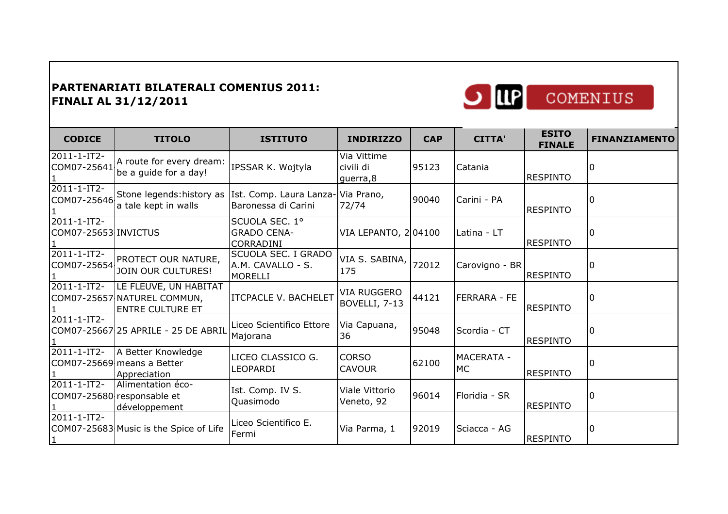**PARTENARIATI BILATERALI COMENIUS 2011: FINALI AL 31/12/2011**

| CODICE | TITOLO | ISTITUTO | INDIRIZZO | CAP | CITTA' | ESITO FINALE | FINANZIAMENTO |
|---|---|---|---|---|---|---|---|
| 2011-1-IT2-COM07-25641 1 | A route for every dream: be a guide for a day! | IPSSAR K. Wojtyla | Via Vittime civili di guerra,8 | 95123 | Catania | RESPINTO | 0 |
| 2011-1-IT2-COM07-25646 1 | Stone legends:history as a tale kept in walls | Ist. Comp. Laura Lanza-Baronessa di Carini | Via Prano, 72/74 | 90040 | Carini - PA | RESPINTO | 0 |
| 2011-1-IT2-COM07-25653 1 | INVICTUS | SCUOLA SEC. 1° GRADO CENA-CORRADINI | VIA LEPANTO, 2 | 04100 | Latina - LT | RESPINTO | 0 |
| 2011-1-IT2-COM07-25654 1 | PROTECT OUR NATURE, JOIN OUR CULTURES! | SCUOLA SEC. I GRADO A.M. CAVALLO - S. MORELLI | VIA S. SABINA, 175 | 72012 | Carovigno - BR | RESPINTO | 0 |
| 2011-1-IT2-COM07-25657 1 | LE FLEUVE, UN HABITAT NATUREL COMMUN, ENTRE CULTURE ET | ITCPACLE V. BACHELET | VIA RUGGERO BOVELLI, 7-13 | 44121 | FERRARA - FE | RESPINTO | 0 |
| 2011-1-IT2-COM07-25667 1 | 25 APRILE - 25 DE ABRIL | Liceo Scientifico Ettore Majorana | Via Capuana, 36 | 95048 | Scordia - CT | RESPINTO | 0 |
| 2011-1-IT2-COM07-25669 1 | A Better Knowledge means a Better Appreciation | LICEO CLASSICO G. LEOPARDI | CORSO CAVOUR | 62100 | MACERATA - MC | RESPINTO | 0 |
| 2011-1-IT2-COM07-25680 1 | Alimentation éco-responsable et développement | Ist. Comp. IV S. Quasimodo | Viale Vittorio Veneto, 92 | 96014 | Floridia - SR | RESPINTO | 0 |
| 2011-1-IT2-COM07-25683 1 | Music is the Spice of Life | Liceo Scientifico E. Fermi | Via Parma, 1 | 92019 | Sciacca - AG | RESPINTO | 0 |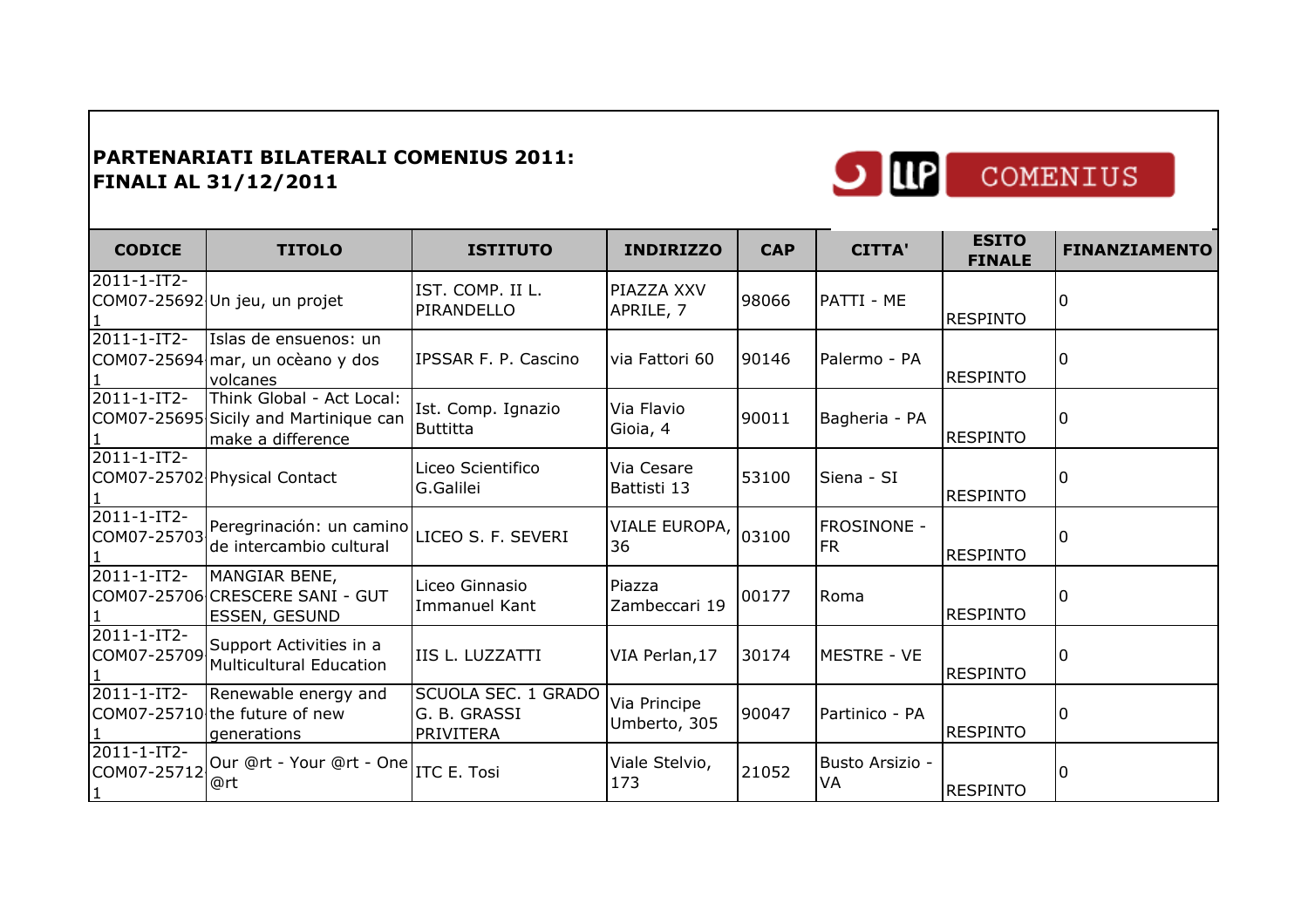**PARTENARIATI BILATERALI COMENIUS 2011: FINALI AL 31/12/2011**

| CODICE | TITOLO | ISTITUTO | INDIRIZZO | CAP | CITTA' | ESITO FINALE | FINANZIAMENTO |
|---|---|---|---|---|---|---|---|
| 2011-1-IT2-COM07-25692 1 | Un jeu, un projet | IST. COMP. II L. PIRANDELLO | PIAZZA XXV APRILE, 7 | 98066 | PATTI - ME | RESPINTO | 0 |
| 2011-1-IT2-COM07-25694 1 | Islas de ensuenos: un mar, un ocèano y dos volcanes | IPSSAR F. P. Cascino | via Fattori 60 | 90146 | Palermo - PA | RESPINTO | 0 |
| 2011-1-IT2-COM07-25695 1 | Think Global - Act Local: Sicily and Martinique can make a difference | Ist. Comp. Ignazio Buttitta | Via Flavio Gioia, 4 | 90011 | Bagheria - PA | RESPINTO | 0 |
| 2011-1-IT2-COM07-25702 1 | Physical Contact | Liceo Scientifico G.Galilei | Via Cesare Battisti 13 | 53100 | Siena - SI | RESPINTO | 0 |
| 2011-1-IT2-COM07-25703 1 | Peregrinación: un camino de intercambio cultural | LICEO S. F. SEVERI | VIALE EUROPA, 36 | 03100 | FROSINONE - FR | RESPINTO | 0 |
| 2011-1-IT2-COM07-25706 1 | MANGIAR BENE, CRESCERE SANI - GUT ESSEN, GESUND | Liceo Ginnasio Immanuel Kant | Piazza Zambeccari 19 | 00177 | Roma | RESPINTO | 0 |
| 2011-1-IT2-COM07-25709 1 | Support Activities in a Multicultural Education | IIS L. LUZZATTI | VIA Perlan,17 | 30174 | MESTRE - VE | RESPINTO | 0 |
| 2011-1-IT2-COM07-25710 1 | Renewable energy and the future of new generations | SCUOLA SEC. 1 GRADO G. B. GRASSI PRIVITERA | Via Principe Umberto, 305 | 90047 | Partinico - PA | RESPINTO | 0 |
| 2011-1-IT2-COM07-25712 1 | Our @rt - Your @rt - One @rt | ITC E. Tosi | Viale Stelvio, 173 | 21052 | Busto Arsizio - VA | RESPINTO | 0 |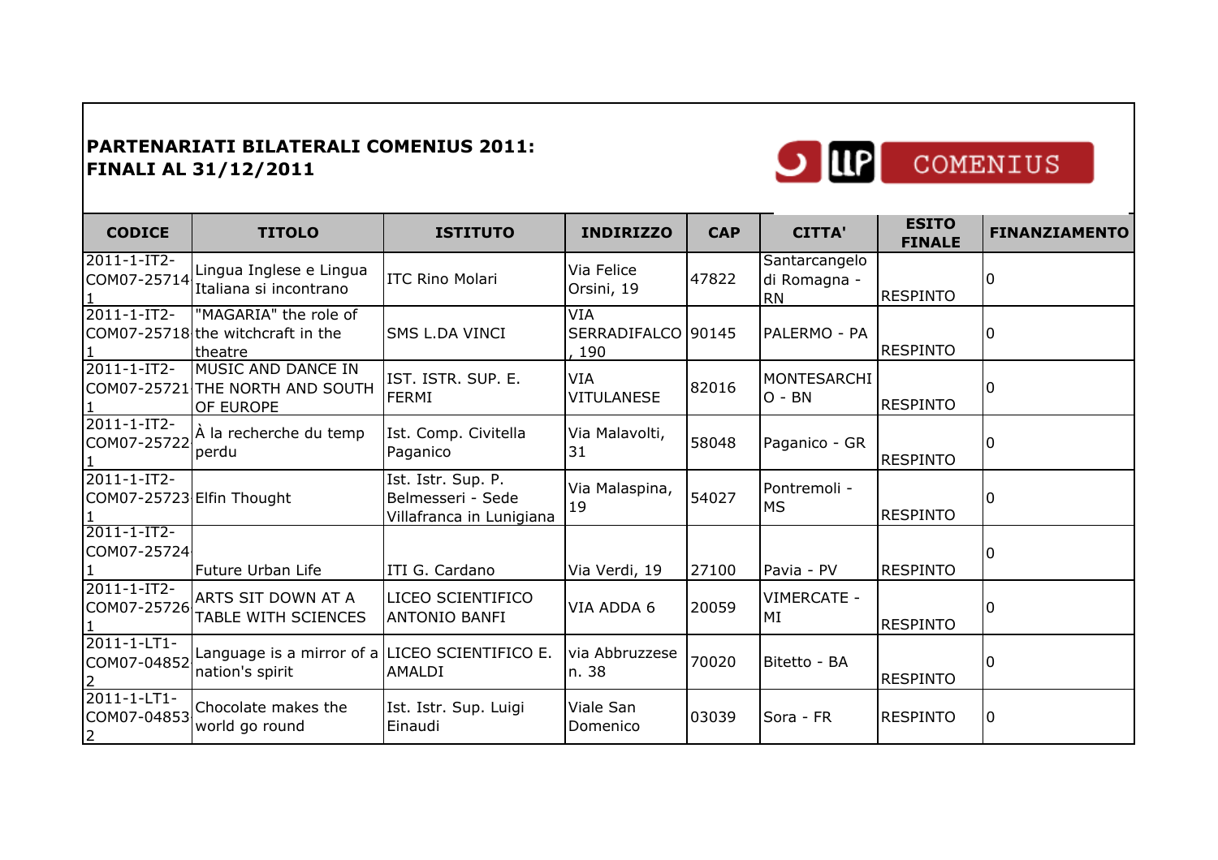**PARTENARIATI BILATERALI COMENIUS 2011:**
**FINALI AL 31/12/2011**

| CODICE | TITOLO | ISTITUTO | INDIRIZZO | CAP | CITTA' | ESITO FINALE | FINANZIAMENTO |
|---|---|---|---|---|---|---|---|
| 2011-1-IT2-COM07-25714-1 | Lingua Inglese e Lingua Italiana si incontrano | ITC Rino Molari | Via Felice Orsini, 19 | 47822 | Santarcangelo di Romagna - RN | RESPINTO | 0 |
| 2011-1-IT2-COM07-25718-1 | "MAGARIA" the role of the witchcraft in the theatre | SMS L.DA VINCI | VIA SERRADIFALCO, 190 | 90145 | PALERMO - PA | RESPINTO | 0 |
| 2011-1-IT2-COM07-25721-1 | MUSIC AND DANCE IN THE NORTH AND SOUTH OF EUROPE | IST. ISTR. SUP. E. FERMI | VIA VITULANESE | 82016 | MONTESARCHIO - BN | RESPINTO | 0 |
| 2011-1-IT2-COM07-25722-1 | À la recherche du temp perdu | Ist. Comp. Civitella Paganico | Via Malavolti, 31 | 58048 | Paganico - GR | RESPINTO | 0 |
| 2011-1-IT2-COM07-25723-1 | Elfin Thought | Ist. Istr. Sup. P. Belmesseri - Sede Villafranca in Lunigiana | Via Malaspina, 19 | 54027 | Pontremoli - MS | RESPINTO | 0 |
| 2011-1-IT2-COM07-25724-1 | Future Urban Life | ITI G. Cardano | Via Verdi, 19 | 27100 | Pavia - PV | RESPINTO | 0 |
| 2011-1-IT2-COM07-25726-1 | ARTS SIT DOWN AT A TABLE WITH SCIENCES | LICEO SCIENTIFICO ANTONIO BANFI | VIA ADDA 6 | 20059 | VIMERCATE - MI | RESPINTO | 0 |
| 2011-1-LT1-COM07-04852-2 | Language is a mirror of a nation's spirit | LICEO SCIENTIFICO E. AMALDI | via Abbruzzese n. 38 | 70020 | Bitetto - BA | RESPINTO | 0 |
| 2011-1-LT1-COM07-04853-2 | Chocolate makes the world go round | Ist. Istr. Sup. Luigi Einaudi | Viale San Domenico | 03039 | Sora - FR | RESPINTO | 0 |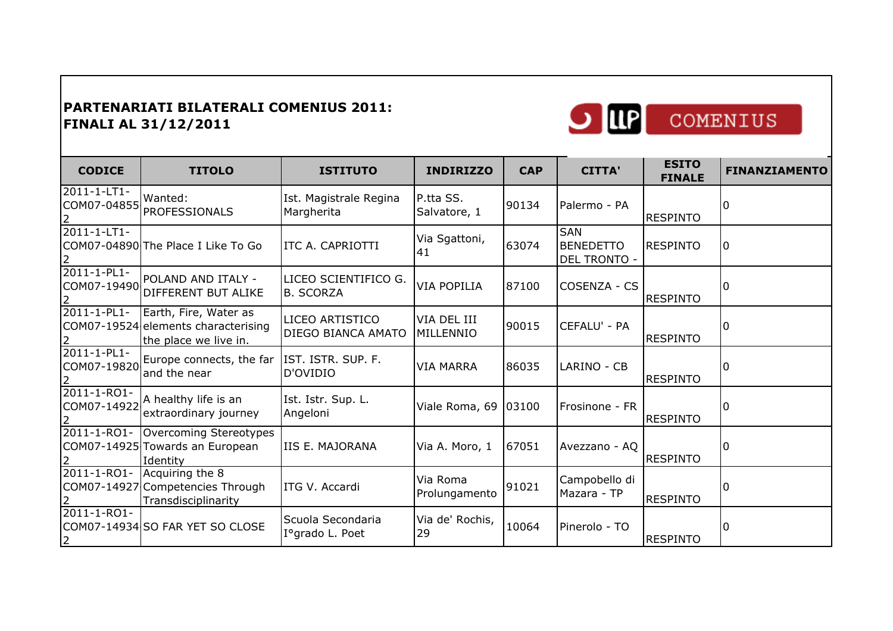**PARTENARIATI BILATERALI COMENIUS 2011: FINALI AL 31/12/2011**

| CODICE | TITOLO | ISTITUTO | INDIRIZZO | CAP | CITTA' | ESITO FINALE | FINANZIAMENTO |
|---|---|---|---|---|---|---|---|
| 2011-1-LT1-COM07-04855 2 | Wanted: PROFESSIONALS | Ist. Magistrale Regina Margherita | P.tta SS. Salvatore, 1 | 90134 | Palermo - PA | RESPINTO | 0 |
| 2011-1-LT1-COM07-04890 2 | The Place I Like To Go | ITC A. CAPRIOTTI | Via Sgattoni, 41 | 63074 | SAN BENEDETTO DEL TRONTO - | RESPINTO | 0 |
| 2011-1-PL1-COM07-19490 2 | POLAND AND ITALY - DIFFERENT BUT ALIKE | LICEO SCIENTIFICO G. B. SCORZA | VIA POPILIA | 87100 | COSENZA - CS | RESPINTO | 0 |
| 2011-1-PL1-COM07-19524 2 | Earth, Fire, Water as elements characterising the place we live in. | LICEO ARTISTICO DIEGO BIANCA AMATO | VIA DEL III MILLENNIO | 90015 | CEFALU' - PA | RESPINTO | 0 |
| 2011-1-PL1-COM07-19820 2 | Europe connects, the far and the near | IST. ISTR. SUP. F. D'OVIDIO | VIA MARRA | 86035 | LARINO - CB | RESPINTO | 0 |
| 2011-1-RO1-COM07-14922 2 | A healthy life is an extraordinary journey | Ist. Istr. Sup. L. Angeloni | Viale Roma, 69 | 03100 | Frosinone - FR | RESPINTO | 0 |
| 2011-1-RO1-COM07-14925 2 | Overcoming Stereotypes Towards an European Identity | IIS E. MAJORANA | Via A. Moro, 1 | 67051 | Avezzano - AQ | RESPINTO | 0 |
| 2011-1-RO1-COM07-14927 2 | Acquiring the 8 Competencies Through Transdisciplinarity | ITG V. Accardi | Via Roma Prolungamento | 91021 | Campobello di Mazara - TP | RESPINTO | 0 |
| 2011-1-RO1-COM07-14934 2 | SO FAR YET SO CLOSE | Scuola Secondaria I°grado L. Poet | Via de' Rochis, 29 | 10064 | Pinerolo - TO | RESPINTO | 0 |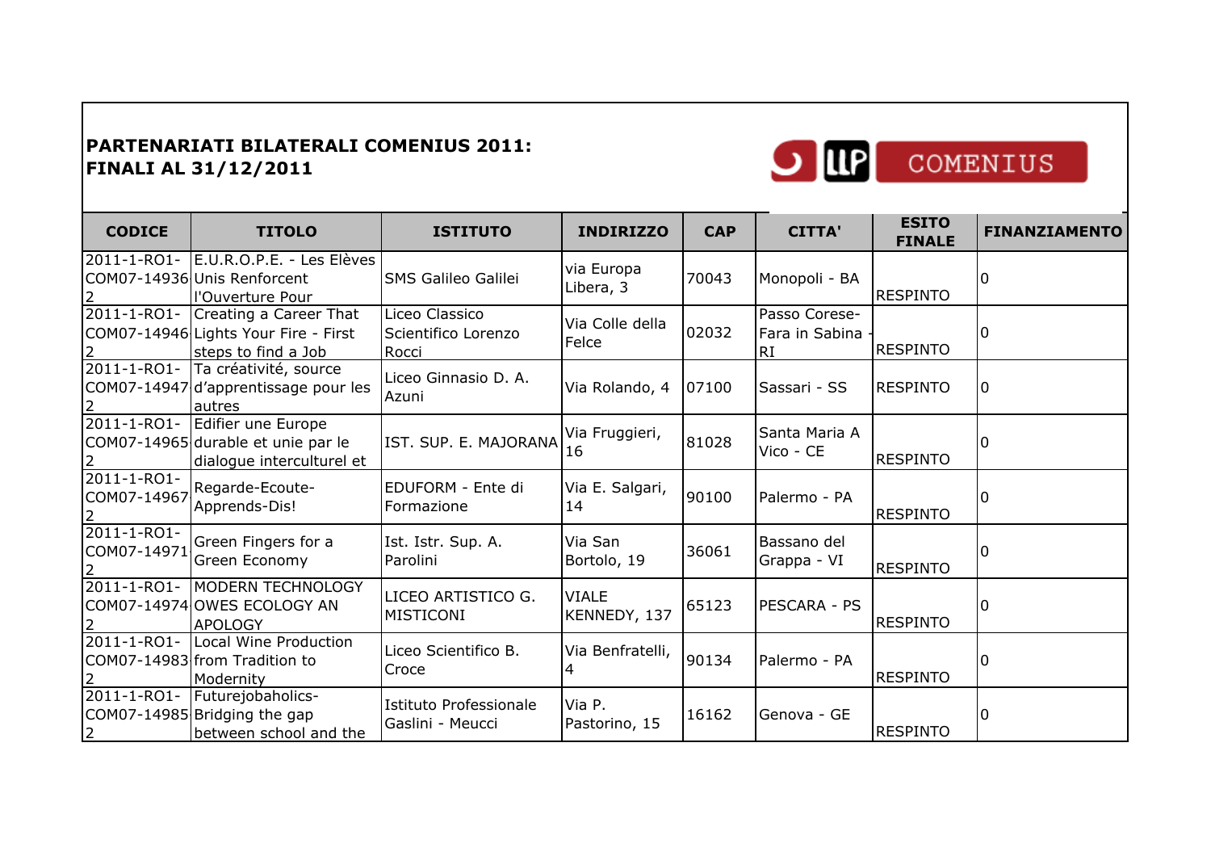**PARTENARIATI BILATERALI COMENIUS 2011: FINALI AL 31/12/2011**

| CODICE | TITOLO | ISTITUTO | INDIRIZZO | CAP | CITTA' | ESITO FINALE | FINANZIAMENTO |
|---|---|---|---|---|---|---|---|
| 2011-1-RO1-COM07-14936 2 | E.U.R.O.P.E. - Les Elèves Unis Renforcent l'Ouverture Pour | SMS Galileo Galilei | via Europa Libera, 3 | 70043 | Monopoli - BA | RESPINTO | 0 |
| 2011-1-RO1-COM07-14946 2 | Creating a Career That Lights Your Fire - First steps to find a Job | Liceo Classico Scientifico Lorenzo Rocci | Via Colle della Felce | 02032 | Passo Corese-Fara in Sabina - RI | RESPINTO | 0 |
| 2011-1-RO1-COM07-14947 2 | Ta créativité, source d'apprentissage pour les autres | Liceo Ginnasio D. A. Azuni | Via Rolando, 4 | 07100 | Sassari - SS | RESPINTO | 0 |
| 2011-1-RO1-COM07-14965 2 | Edifier une Europe durable et unie par le dialogue interculturel et | IST. SUP. E. MAJORANA | Via Fruggieri, 16 | 81028 | Santa Maria A Vico - CE | RESPINTO | 0 |
| 2011-1-RO1-COM07-14967 2 | Regarde-Ecoute-Apprends-Dis! | EDUFORM - Ente di Formazione | Via E. Salgari, 14 | 90100 | Palermo - PA | RESPINTO | 0 |
| 2011-1-RO1-COM07-14971 2 | Green Fingers for a Green Economy | Ist. Istr. Sup. A. Parolini | Via San Bortolo, 19 | 36061 | Bassano del Grappa - VI | RESPINTO | 0 |
| 2011-1-RO1-COM07-14974 2 | MODERN TECHNOLOGY OWES ECOLOGY AN APOLOGY | LICEO ARTISTICO G. MISTICONI | VIALE KENNEDY, 137 | 65123 | PESCARA - PS | RESPINTO | 0 |
| 2011-1-RO1-COM07-14983 2 | Local Wine Production from Tradition to Modernity | Liceo Scientifico B. Croce | Via Benfratelli, 4 | 90134 | Palermo - PA | RESPINTO | 0 |
| 2011-1-RO1-COM07-14985 2 | Futurejobaholics-Bridging the gap between school and the | Istituto Professionale Gaslini - Meucci | Via P. Pastorino, 15 | 16162 | Genova - GE | RESPINTO | 0 |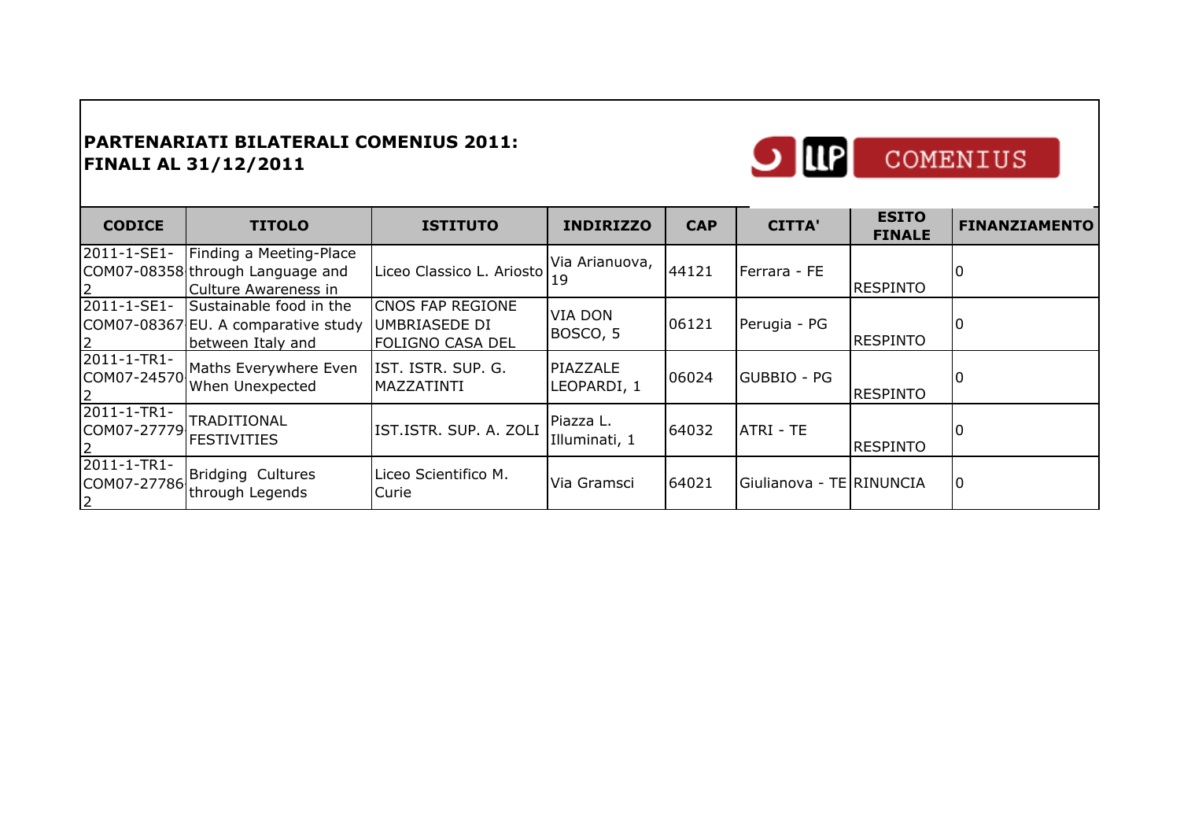**PARTENARIATI BILATERALI COMENIUS 2011: FINALI AL 31/12/2011**

| CODICE | TITOLO | ISTITUTO | INDIRIZZO | CAP | CITTA' | ESITO FINALE | FINANZIAMENTO |
|---|---|---|---|---|---|---|---|
| 2011-1-SE1-COM07-08358 2 | Finding a Meeting-Place through Language and Culture Awareness in | Liceo Classico L. Ariosto | Via Arianuova, 19 | 44121 | Ferrara - FE | RESPINTO | 0 |
| 2011-1-SE1-COM07-08367 2 | Sustainable food in the EU. A comparative study between Italy and | CNOS FAP REGIONE UMBRIASEDE DI FOLIGNO CASA DEL | VIA DON BOSCO, 5 | 06121 | Perugia - PG | RESPINTO | 0 |
| 2011-1-TR1-COM07-24570 2 | Maths Everywhere Even When Unexpected | IST. ISTR. SUP. G. MAZZATINTI | PIAZZALE LEOPARDI, 1 | 06024 | GUBBIO - PG | RESPINTO | 0 |
| 2011-1-TR1-COM07-27779 2 | TRADITIONAL FESTIVITIES | IST.ISTR. SUP. A. ZOLI | Piazza L. Illuminati, 1 | 64032 | ATRI - TE | RESPINTO | 0 |
| 2011-1-TR1-COM07-27786 2 | Bridging Cultures through Legends | Liceo Scientifico M. Curie | Via Gramsci | 64021 | Giulianova - TE | RINUNCIA | 0 |